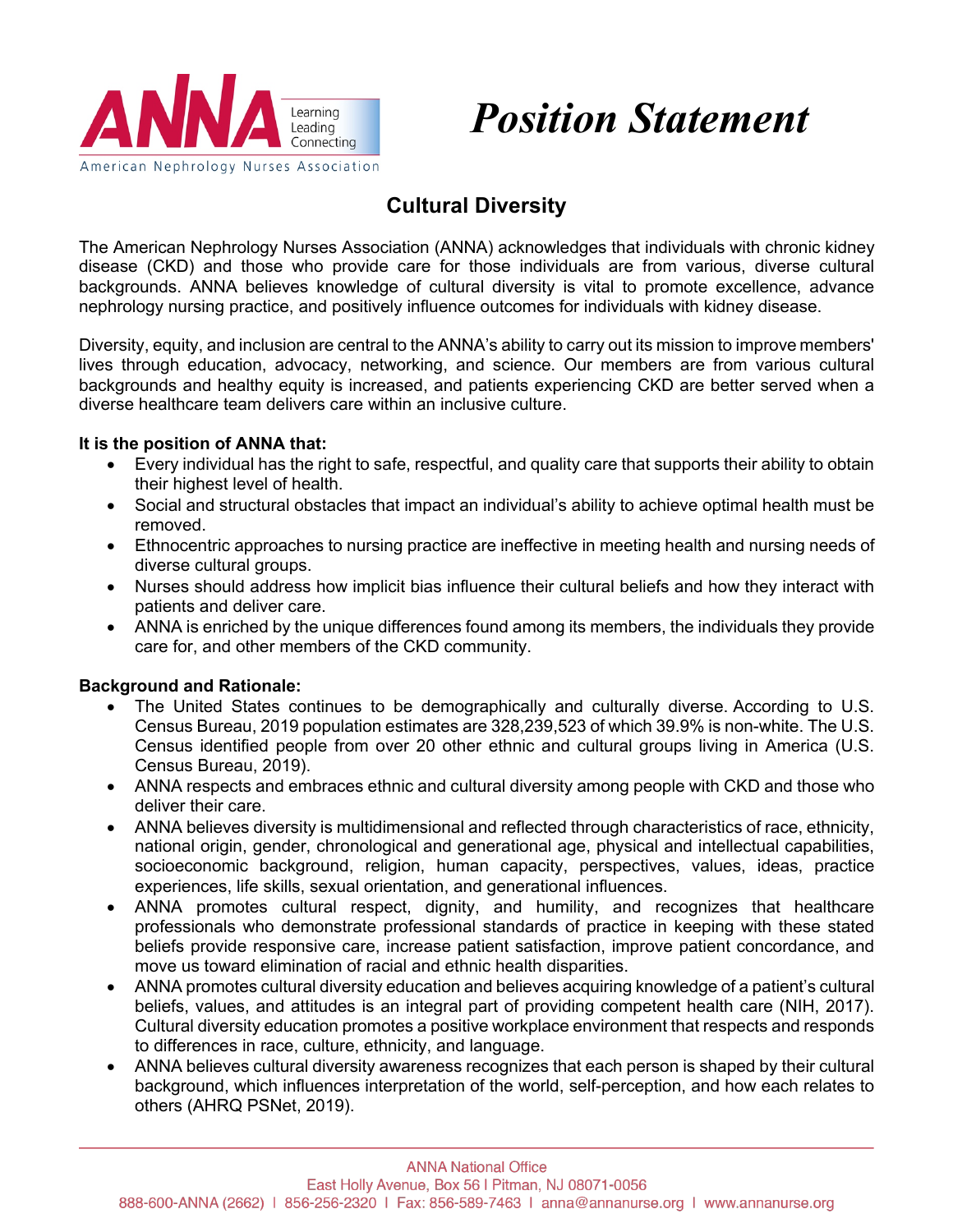# Position Statement

## Cultural Diversity

The American Nephrology Nurses Association (ANNA) acknowledges that individuals with chronic kidney disease (CKD) and those who provide care for those individuals are from various, diverse cultural backgrounds. ANNA believes knowledge of cultural diversity is vital to promote excellence, advance nephrology nursing practice, and positively influence outcomes for individuals with kidney disease.

Diversity, equity, and inclusion are central to the ANNA's ability to carry out its mission to improve members' lives through education, advocacy, networking, and science. Our members are from various cultural backgrounds and healthy equity is increased, and patients experiencing CKD are better served when a diverse healthcare team delivers care within an inclusive culture.

**It is the position of ANNA that:**

- Every individual has the right to safe, respectful, and quality care that supports their ability to obtain their highest level of health.
- Social and structural obstacles that impact an individual's ability to achieve optimal health must be removed.
- Ethnocentric approaches to nursing practice are ineffective in meeting health and nursing needs of diverse cultural groups.
- Nurses should address how implicit bias influence their cultural beliefs and how they interact with patients and deliver care.
- ANNA is enriched by the unique differences found among its members, the individuals they provide care for, and other members of the CKD community.

**Background and Rationale:**

- The United States continues to be demographically and culturally diverse. According to U.S. Census Bureau, 2019 population estimates are 328,239,523 of which 39.9% is non-white. The U.S. Census identified people from over 20 other ethnic and cultural groups living in America (U.S. Census Bureau, 2019).
- ANNA respects and embraces ethnic and cultural diversity among people with CKD and those who deliver their care.
- ANNA believes diversity is multidimensional and reflected through characteristics of race, ethnicity, national origin, gender, chronological and generational age, physical and intellectual capabilities, socioeconomic background, religion, human capacity, perspectives, values, ideas, practice experiences, life skills, sexual orientation, and generational influences.
- ANNA promotes cultural respect, dignity, and humility, and recognizes that healthcare professionals who demonstrate professional standards of practice in keeping with these stated beliefs provide responsive care, increase patient satisfaction, improve patient concordance, and move us toward elimination of racial and ethnic health disparities.
- ANNA promotes cultural diversity education and believes acquiring knowledge of a patient's cultural beliefs, values, and attitudes is an integral part of providing competent health care (NIH, 2017). Cultural diversity education promotes a positive workplace environment that respects and responds to differences in race, culture, ethnicity, and language.
- ANNA believes cultural diversity awareness recognizes that each person is shaped by their cultural background, which influences interpretation of the world, self-perception, and how each relates to others (AHRQ PSNet, 2019).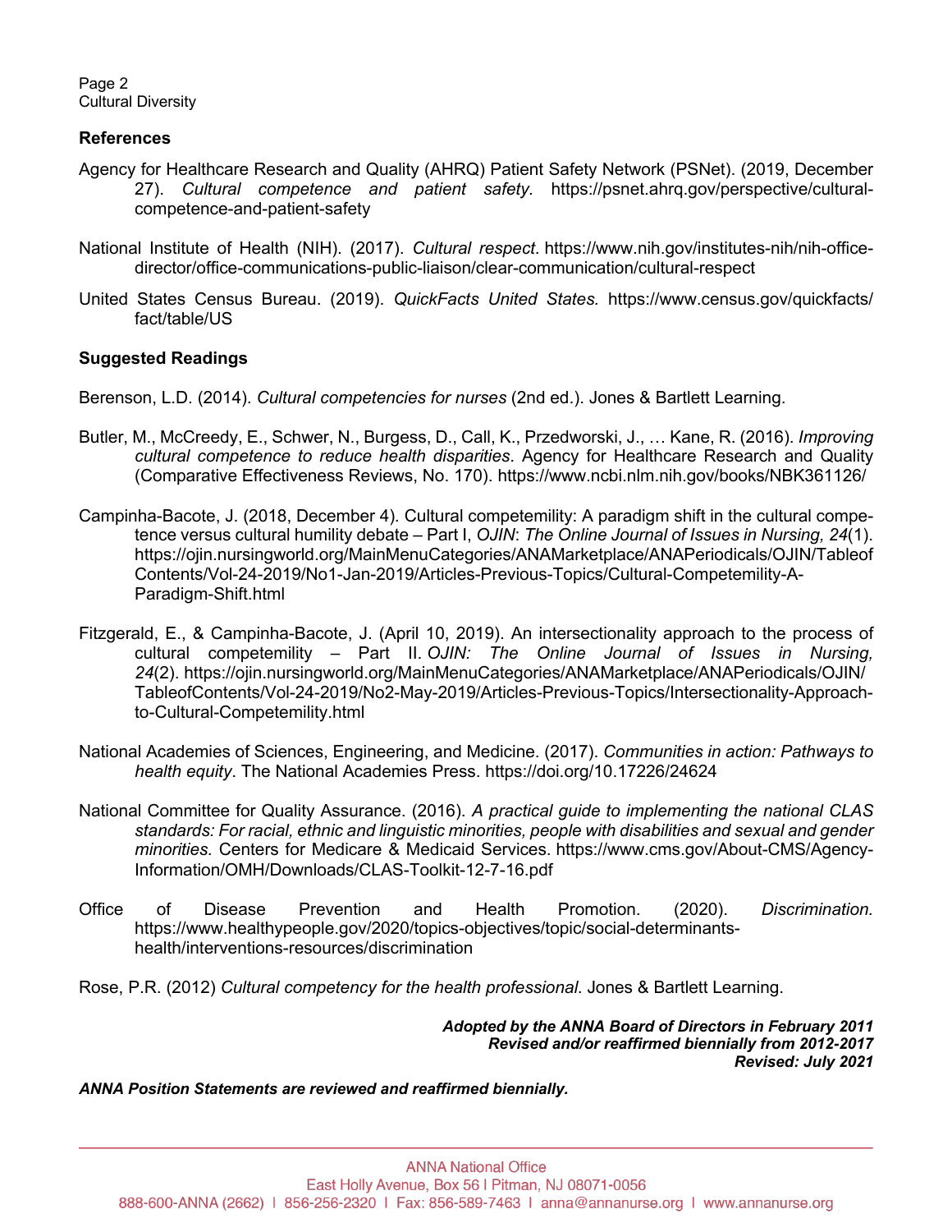## References

Agency for Healthcare Research and Quality (AHRQ) Patient Safety Network (PSNet). (2019, December 27). *Cultural competence and patient safety.* https://psnet.ahrq.gov/perspective/cultural-competence-and-patient-safety

National Institute of Health (NIH). (2017). *Cultural respect*. https://www.nih.gov/institutes-nih/nih-office-director/office-communications-public-liaison/clear-communication/cultural-respect

United States Census Bureau. (2019). *QuickFacts United States.* https://www.census.gov/quickfacts/fact/table/US

## Suggested Readings

Berenson, L.D. (2014). *Cultural competencies for nurses* (2nd ed.). Jones & Bartlett Learning.

Butler, M., McCreedy, E., Schwer, N., Burgess, D., Call, K., Przedworski, J., … Kane, R. (2016). *Improving cultural competence to reduce health disparities*. Agency for Healthcare Research and Quality (Comparative Effectiveness Reviews, No. 170). https://www.ncbi.nlm.nih.gov/books/NBK361126/

Campinha-Bacote, J. (2018, December 4). Cultural competemility: A paradigm shift in the cultural competence versus cultural humility debate – Part I, *OJIN*: *The Online Journal of Issues in Nursing, 24*(1). https://ojin.nursingworld.org/MainMenuCategories/ANAMarketplace/ANAPeriodicals/OJIN/TableofContents/Vol-24-2019/No1-Jan-2019/Articles-Previous-Topics/Cultural-Competemility-A-Paradigm-Shift.html

Fitzgerald, E., & Campinha-Bacote, J. (April 10, 2019). An intersectionality approach to the process of cultural competemility – Part II. *OJIN: The Online Journal of Issues in Nursing, 24*(2). https://ojin.nursingworld.org/MainMenuCategories/ANAMarketplace/ANAPeriodicals/OJIN/TableofContents/Vol-24-2019/No2-May-2019/Articles-Previous-Topics/Intersectionality-Approach-to-Cultural-Competemility.html

National Academies of Sciences, Engineering, and Medicine. (2017). *Communities in action: Pathways to health equity*. The National Academies Press. https://doi.org/10.17226/24624

National Committee for Quality Assurance. (2016). *A practical guide to implementing the national CLAS standards: For racial, ethnic and linguistic minorities, people with disabilities and sexual and gender minorities.* Centers for Medicare & Medicaid Services. https://www.cms.gov/About-CMS/Agency-Information/OMH/Downloads/CLAS-Toolkit-12-7-16.pdf

Office of Disease Prevention and Health Promotion. (2020). *Discrimination.* https://www.healthypeople.gov/2020/topics-objectives/topic/social-determinants-health/interventions-resources/discrimination

Rose, P.R. (2012) *Cultural competency for the health professional*. Jones & Bartlett Learning.

***Adopted by the ANNA Board of Directors in February 2011***
***Revised and/or reaffirmed biennially from 2012-2017***
***Revised: July 2021***

***ANNA Position Statements are reviewed and reaffirmed biennially.***

ANNA National Office
East Holly Avenue, Box 56 | Pitman, NJ 08071-0056
888-600-ANNA (2662) | 856-256-2320 | Fax: 856-589-7463 | anna@annanurse.org | www.annanurse.org